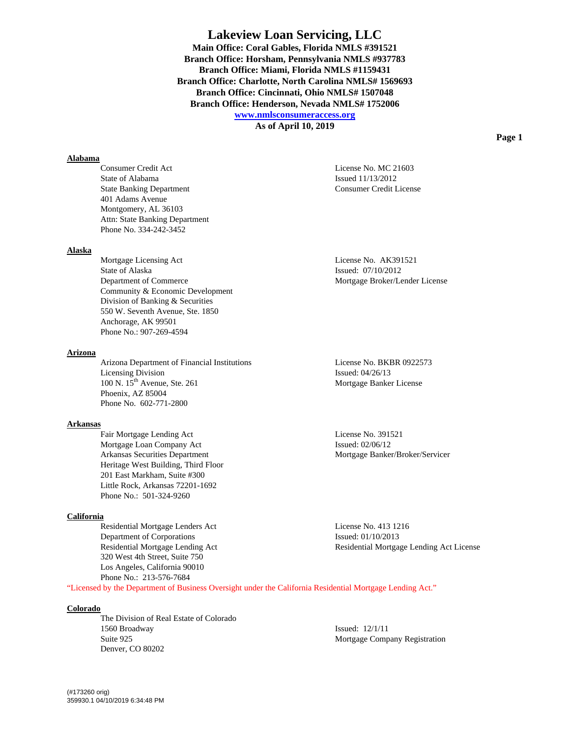# Lakeview Loan Servicing, LLC

**Main Office: Coral Gables, Florida NMLS #391521**
**Branch Office: Horsham, Pennsylvania NMLS #937783**
**Branch Office: Miami, Florida NMLS #1159431**
**Branch Office: Charlotte, North Carolina NMLS# 1569693**
**Branch Office: Cincinnati, Ohio NMLS# 1507048**
**Branch Office: Henderson, Nevada NMLS# 1752006**
**[www.nmlsconsumeraccess.org](http://www.nmlsconsumeraccess.org)**
**As of April 10, 2019**

## Alabama

Consumer Credit Act
State of Alabama
State Banking Department
401 Adams Avenue
Montgomery, AL 36103
Attn: State Banking Department
Phone No. 334-242-3452

License No. MC 21603
Issued 11/13/2012
Consumer Credit License

## Alaska

Mortgage Licensing Act
State of Alaska
Department of Commerce
Community & Economic Development
Division of Banking & Securities
550 W. Seventh Avenue, Ste. 1850
Anchorage, AK 99501
Phone No.: 907-269-4594

License No. AK391521
Issued: 07/10/2012
Mortgage Broker/Lender License

## Arizona

Arizona Department of Financial Institutions
Licensing Division
100 N. 15th Avenue, Ste. 261
Phoenix, AZ 85004
Phone No. 602-771-2800

License No. BKBR 0922573
Issued: 04/26/13
Mortgage Banker License

## Arkansas

Fair Mortgage Lending Act
Mortgage Loan Company Act
Arkansas Securities Department
Heritage West Building, Third Floor
201 East Markham, Suite #300
Little Rock, Arkansas 72201-1692
Phone No.: 501-324-9260

License No. 391521
Issued: 02/06/12
Mortgage Banker/Broker/Servicer

## California

Residential Mortgage Lenders Act
Department of Corporations
Residential Mortgage Lending Act
320 West 4th Street, Suite 750
Los Angeles, California 90010
Phone No.: 213-576-7684

License No. 413 1216
Issued: 01/10/2013
Residential Mortgage Lending Act License

"Licensed by the Department of Business Oversight under the California Residential Mortgage Lending Act."

## Colorado

The Division of Real Estate of Colorado
1560 Broadway
Suite 925
Denver, CO 80202

Issued: 12/1/11
Mortgage Company Registration

(#173260 orig)
359930.1 04/10/2019 6:34:48 PM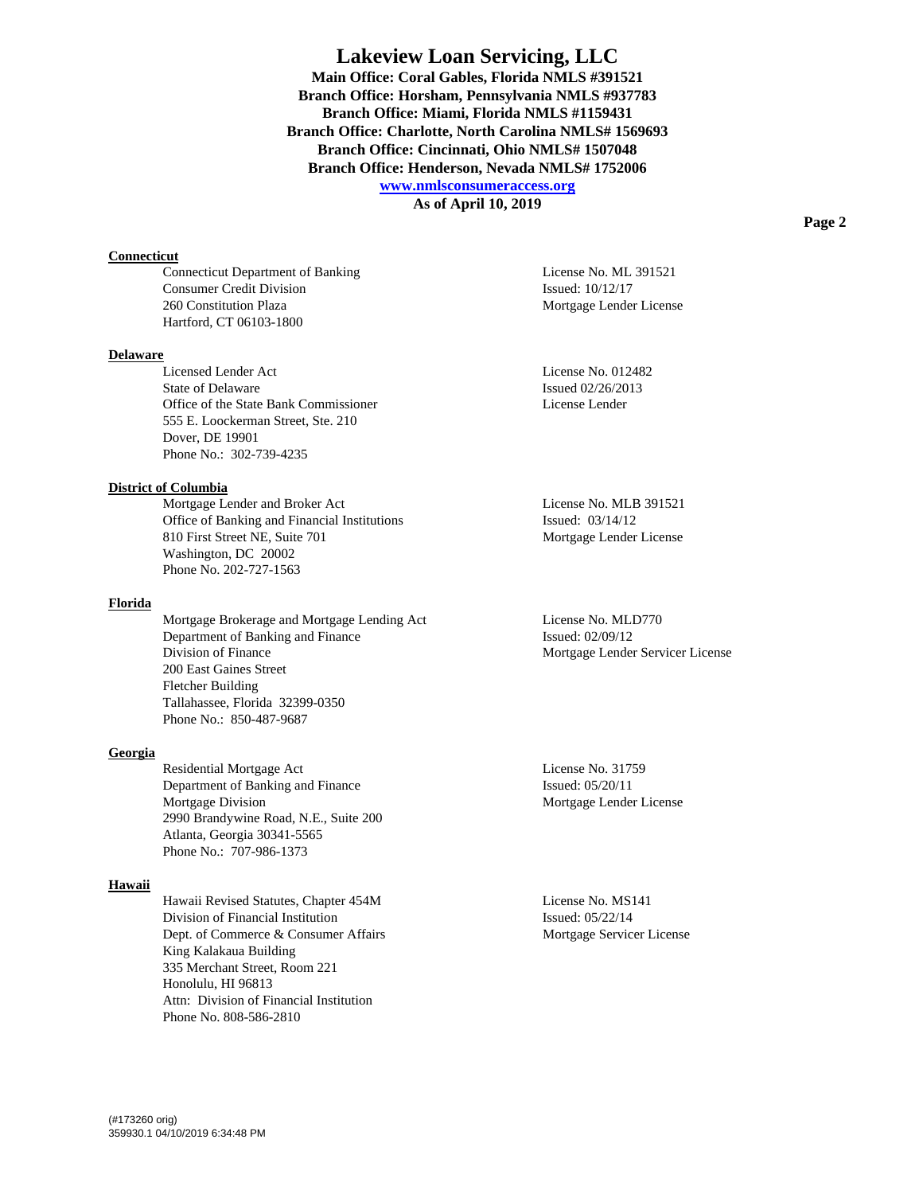# Lakeview Loan Servicing, LLC

**Main Office: Coral Gables, Florida NMLS #391521**
**Branch Office: Horsham, Pennsylvania NMLS #937783**
**Branch Office: Miami, Florida NMLS #1159431**
**Branch Office: Charlotte, North Carolina NMLS# 1569693**
**Branch Office: Cincinnati, Ohio NMLS# 1507048**
**Branch Office: Henderson, Nevada NMLS# 1752006**
**www.nmlsconsumeraccess.org**
**As of April 10, 2019**

**Connecticut**

| | |
|---|---|
| Connecticut Department of Banking<br>Consumer Credit Division<br>260 Constitution Plaza<br>Hartford, CT 06103-1800 | License No. ML 391521<br>Issued: 10/12/17<br>Mortgage Lender License |

**Delaware**

| | |
|---|---|
| Licensed Lender Act<br>State of Delaware<br>Office of the State Bank Commissioner<br>555 E. Loockerman Street, Ste. 210<br>Dover, DE 19901<br>Phone No.: 302-739-4235 | License No. 012482<br>Issued 02/26/2013<br>License Lender |

**District of Columbia**

| | |
|---|---|
| Mortgage Lender and Broker Act<br>Office of Banking and Financial Institutions<br>810 First Street NE, Suite 701<br>Washington, DC 20002<br>Phone No. 202-727-1563 | License No. MLB 391521<br>Issued: 03/14/12<br>Mortgage Lender License |

**Florida**

| | |
|---|---|
| Mortgage Brokerage and Mortgage Lending Act<br>Department of Banking and Finance<br>Division of Finance<br>200 East Gaines Street<br>Fletcher Building<br>Tallahassee, Florida 32399-0350<br>Phone No.: 850-487-9687 | License No. MLD770<br>Issued: 02/09/12<br>Mortgage Lender Servicer License |

**Georgia**

| | |
|---|---|
| Residential Mortgage Act<br>Department of Banking and Finance<br>Mortgage Division<br>2990 Brandywine Road, N.E., Suite 200<br>Atlanta, Georgia 30341-5565<br>Phone No.: 707-986-1373 | License No. 31759<br>Issued: 05/20/11<br>Mortgage Lender License |

**Hawaii**

| | |
|---|---|
| Hawaii Revised Statutes, Chapter 454M<br>Division of Financial Institution<br>Dept. of Commerce & Consumer Affairs<br>King Kalakaua Building<br>335 Merchant Street, Room 221<br>Honolulu, HI 96813<br>Attn: Division of Financial Institution<br>Phone No. 808-586-2810 | License No. MS141<br>Issued: 05/22/14<br>Mortgage Servicer License |

(#173260 orig)
359930.1 04/10/2019 6:34:48 PM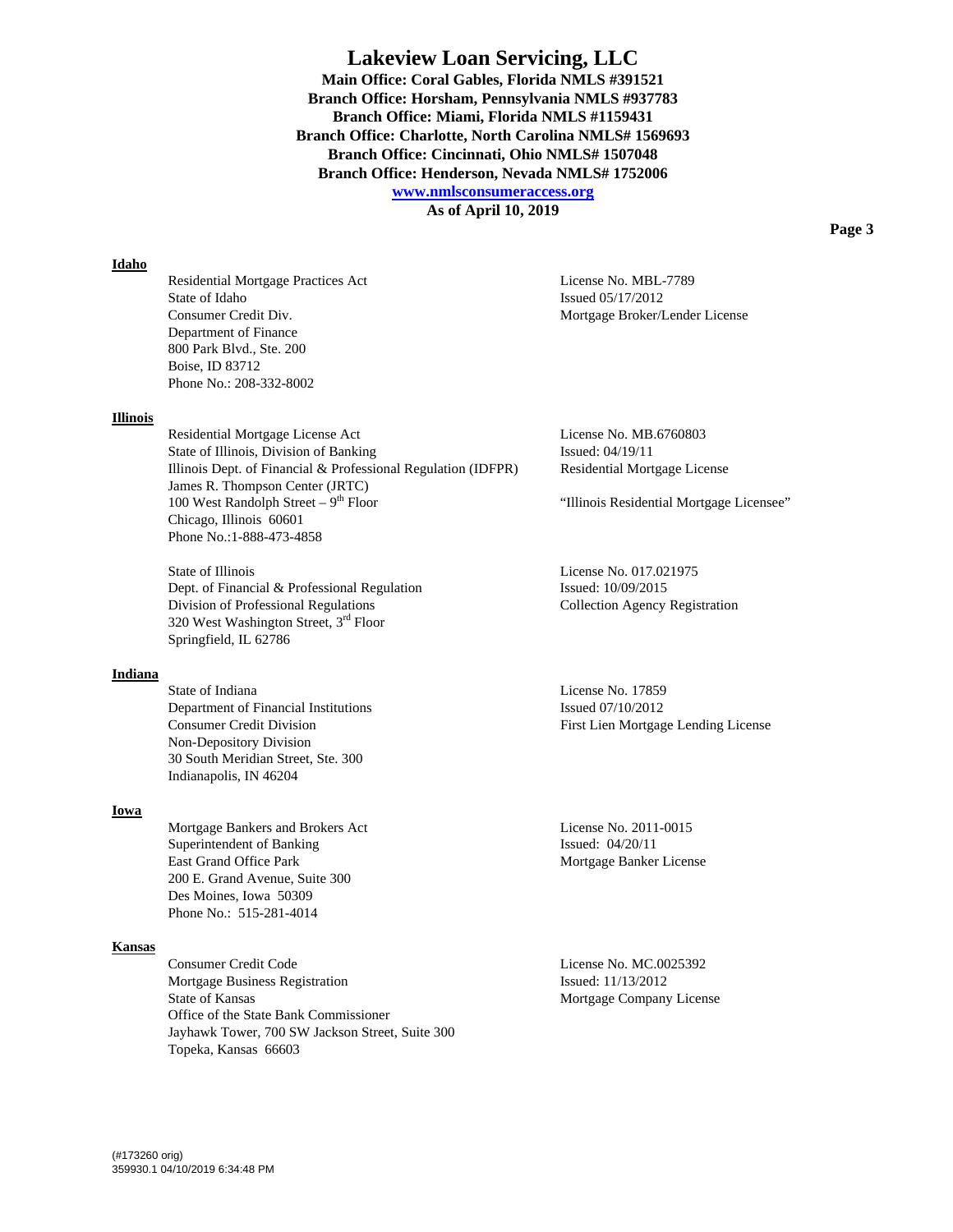# Lakeview Loan Servicing, LLC

**Main Office: Coral Gables, Florida NMLS #391521**
**Branch Office: Horsham, Pennsylvania NMLS #937783**
**Branch Office: Miami, Florida NMLS #1159431**
**Branch Office: Charlotte, North Carolina NMLS# 1569693**
**Branch Office: Cincinnati, Ohio NMLS# 1507048**
**Branch Office: Henderson, Nevada NMLS# 1752006**
**www.nmlsconsumeraccess.org**
**As of April 10, 2019**

**Idaho**

| | |
|---|---|
| Residential Mortgage Practices Act<br>State of Idaho<br>Consumer Credit Div.<br>Department of Finance<br>800 Park Blvd., Ste. 200<br>Boise, ID 83712<br>Phone No.: 208-332-8002 | License No. MBL-7789<br>Issued 05/17/2012<br>Mortgage Broker/Lender License |

**Illinois**

| | |
|---|---|
| Residential Mortgage License Act<br>State of Illinois, Division of Banking<br>Illinois Dept. of Financial & Professional Regulation (IDFPR)<br>James R. Thompson Center (JRTC)<br>100 West Randolph Street – 9th Floor<br>Chicago, Illinois 60601<br>Phone No.:1-888-473-4858 | License No. MB.6760803<br>Issued: 04/19/11<br>Residential Mortgage License<br><br>"Illinois Residential Mortgage Licensee" |
| State of Illinois<br>Dept. of Financial & Professional Regulation<br>Division of Professional Regulations<br>320 West Washington Street, 3rd Floor<br>Springfield, IL 62786 | License No. 017.021975<br>Issued: 10/09/2015<br>Collection Agency Registration |

**Indiana**

| | |
|---|---|
| State of Indiana<br>Department of Financial Institutions<br>Consumer Credit Division<br>Non-Depository Division<br>30 South Meridian Street, Ste. 300<br>Indianapolis, IN 46204 | License No. 17859<br>Issued 07/10/2012<br>First Lien Mortgage Lending License |

**Iowa**

| | |
|---|---|
| Mortgage Bankers and Brokers Act<br>Superintendent of Banking<br>East Grand Office Park<br>200 E. Grand Avenue, Suite 300<br>Des Moines, Iowa 50309<br>Phone No.: 515-281-4014 | License No. 2011-0015<br>Issued: 04/20/11<br>Mortgage Banker License |

**Kansas**

| | |
|---|---|
| Consumer Credit Code<br>Mortgage Business Registration<br>State of Kansas<br>Office of the State Bank Commissioner<br>Jayhawk Tower, 700 SW Jackson Street, Suite 300<br>Topeka, Kansas 66603 | License No. MC.0025392<br>Issued: 11/13/2012<br>Mortgage Company License |

(#173260 orig)
359930.1 04/10/2019 6:34:48 PM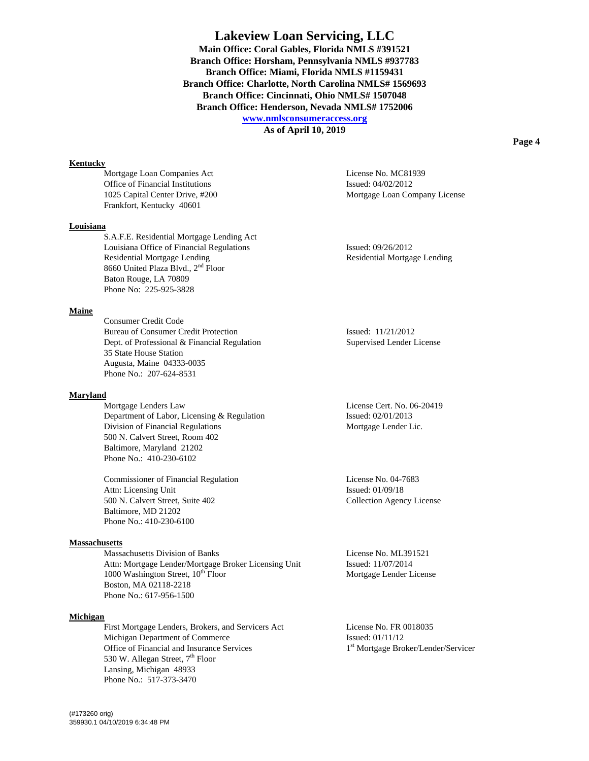# Lakeview Loan Servicing, LLC

**Main Office: Coral Gables, Florida NMLS #391521**
**Branch Office: Horsham, Pennsylvania NMLS #937783**
**Branch Office: Miami, Florida NMLS #1159431**
**Branch Office: Charlotte, North Carolina NMLS# 1569693**
**Branch Office: Cincinnati, Ohio NMLS# 1507048**
**Branch Office: Henderson, Nevada NMLS# 1752006**
**www.nmlsconsumeraccess.org**
**As of April 10, 2019**

**Kentucky**

Mortgage Loan Companies Act
Office of Financial Institutions
1025 Capital Center Drive, #200
Frankfort, Kentucky 40601

License No. MC81939
Issued: 04/02/2012
Mortgage Loan Company License

**Louisiana**

S.A.F.E. Residential Mortgage Lending Act
Louisiana Office of Financial Regulations
Residential Mortgage Lending
8660 United Plaza Blvd., 2nd Floor
Baton Rouge, LA 70809
Phone No: 225-925-3828

Issued: 09/26/2012
Residential Mortgage Lending

**Maine**

Consumer Credit Code
Bureau of Consumer Credit Protection
Dept. of Professional & Financial Regulation
35 State House Station
Augusta, Maine 04333-0035
Phone No.: 207-624-8531

Issued: 11/21/2012
Supervised Lender License

**Maryland**

Mortgage Lenders Law
Department of Labor, Licensing & Regulation
Division of Financial Regulations
500 N. Calvert Street, Room 402
Baltimore, Maryland 21202
Phone No.: 410-230-6102

License Cert. No. 06-20419
Issued: 02/01/2013
Mortgage Lender Lic.

Commissioner of Financial Regulation
Attn: Licensing Unit
500 N. Calvert Street, Suite 402
Baltimore, MD 21202
Phone No.: 410-230-6100

License No. 04-7683
Issued: 01/09/18
Collection Agency License

**Massachusetts**

Massachusetts Division of Banks
Attn: Mortgage Lender/Mortgage Broker Licensing Unit
1000 Washington Street, 10th Floor
Boston, MA 02118-2218
Phone No.: 617-956-1500

License No. ML391521
Issued: 11/07/2014
Mortgage Lender License

**Michigan**

First Mortgage Lenders, Brokers, and Servicers Act
Michigan Department of Commerce
Office of Financial and Insurance Services
530 W. Allegan Street, 7th Floor
Lansing, Michigan 48933
Phone No.: 517-373-3470

License No. FR 0018035
Issued: 01/11/12
1st Mortgage Broker/Lender/Servicer

(#173260 orig)
359930.1 04/10/2019 6:34:48 PM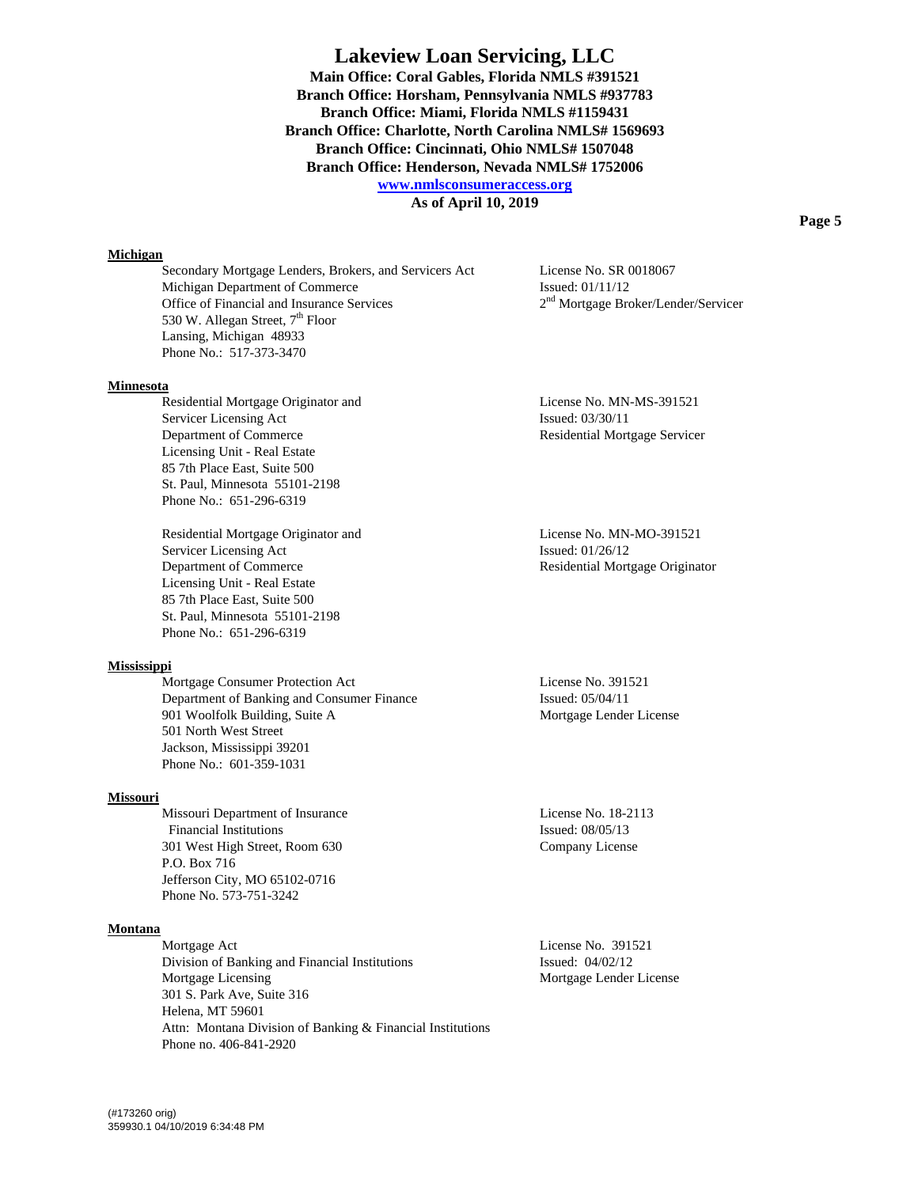## Michigan

Secondary Mortgage Lenders, Brokers, and Servicers Act
Michigan Department of Commerce
Office of Financial and Insurance Services
530 W. Allegan Street, 7th Floor
Lansing, Michigan 48933
Phone No.: 517-373-3470

License No. SR 0018067
Issued: 01/11/12
2nd Mortgage Broker/Lender/Servicer

## Minnesota

Residential Mortgage Originator and Servicer Licensing Act
Department of Commerce
Licensing Unit - Real Estate
85 7th Place East, Suite 500
St. Paul, Minnesota 55101-2198
Phone No.: 651-296-6319

License No. MN-MS-391521
Issued: 03/30/11
Residential Mortgage Servicer

Residential Mortgage Originator and Servicer Licensing Act
Department of Commerce
Licensing Unit - Real Estate
85 7th Place East, Suite 500
St. Paul, Minnesota 55101-2198
Phone No.: 651-296-6319

License No. MN-MO-391521
Issued: 01/26/12
Residential Mortgage Originator

## Mississippi

Mortgage Consumer Protection Act
Department of Banking and Consumer Finance
901 Woolfolk Building, Suite A
501 North West Street
Jackson, Mississippi 39201
Phone No.: 601-359-1031

License No. 391521
Issued: 05/04/11
Mortgage Lender License

## Missouri

Missouri Department of Insurance
Financial Institutions
301 West High Street, Room 630
P.O. Box 716
Jefferson City, MO 65102-0716
Phone No. 573-751-3242

License No. 18-2113
Issued: 08/05/13
Company License

## Montana

Mortgage Act
Division of Banking and Financial Institutions
Mortgage Licensing
301 S. Park Ave, Suite 316
Helena, MT 59601
Attn: Montana Division of Banking & Financial Institutions
Phone no. 406-841-2920

License No. 391521
Issued: 04/02/12
Mortgage Lender License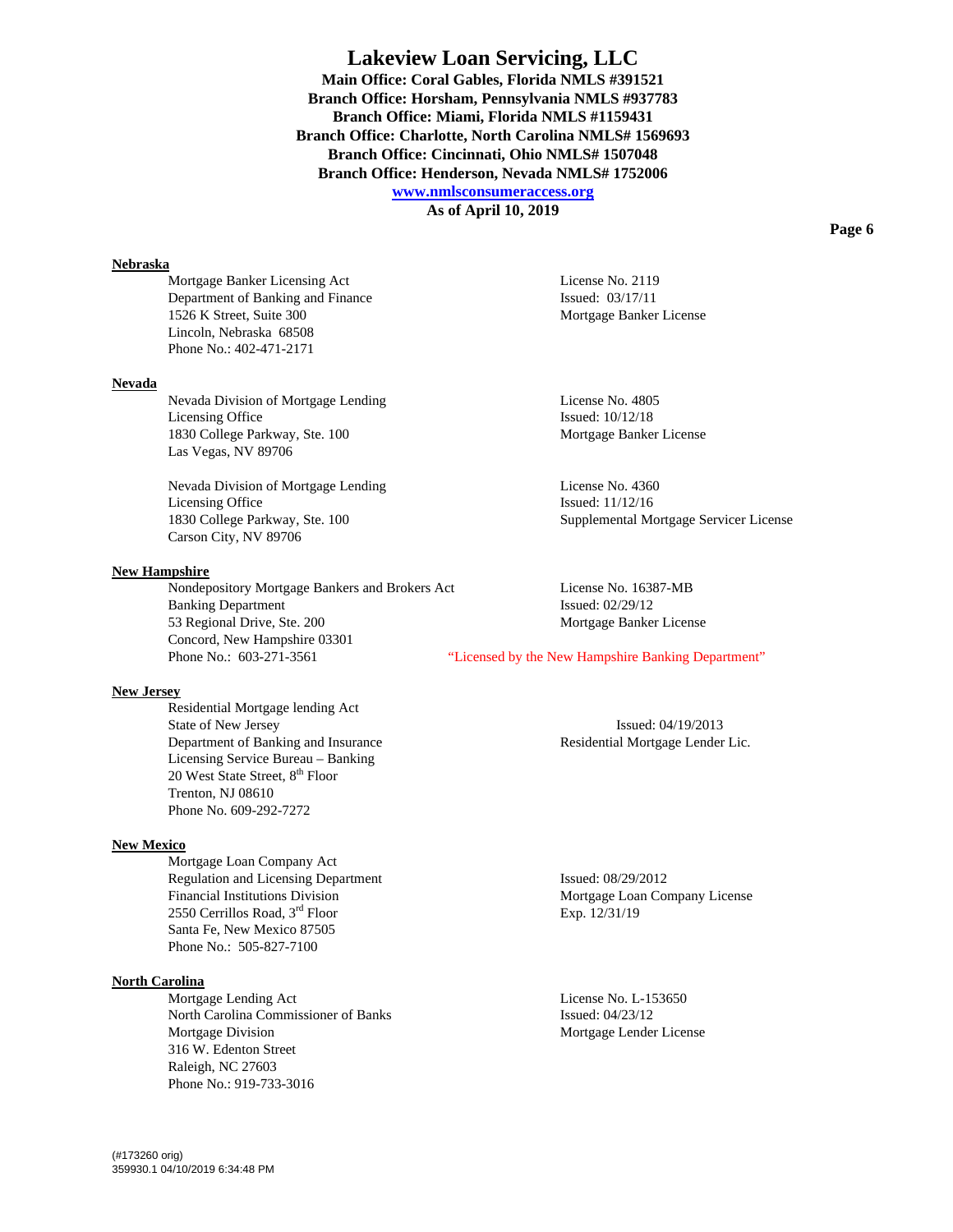# Lakeview Loan Servicing, LLC

**Main Office: Coral Gables, Florida NMLS #391521**
**Branch Office: Horsham, Pennsylvania NMLS #937783**
**Branch Office: Miami, Florida NMLS #1159431**
**Branch Office: Charlotte, North Carolina NMLS# 1569693**
**Branch Office: Cincinnati, Ohio NMLS# 1507048**
**Branch Office: Henderson, Nevada NMLS# 1752006**
**www.nmlsconsumeraccess.org**
**As of April 10, 2019**

## Nebraska

| | |
|---|---|
| Mortgage Banker Licensing Act<br>Department of Banking and Finance<br>1526 K Street, Suite 300<br>Lincoln, Nebraska 68508<br>Phone No.: 402-471-2171 | License No. 2119<br>Issued: 03/17/11<br>Mortgage Banker License |

## Nevada

| | |
|---|---|
| Nevada Division of Mortgage Lending<br>Licensing Office<br>1830 College Parkway, Ste. 100<br>Las Vegas, NV 89706 | License No. 4805<br>Issued: 10/12/18<br>Mortgage Banker License |
| Nevada Division of Mortgage Lending<br>Licensing Office<br>1830 College Parkway, Ste. 100<br>Carson City, NV 89706 | License No. 4360<br>Issued: 11/12/16<br>Supplemental Mortgage Servicer License |

## New Hampshire

| | |
|---|---|
| Nondepository Mortgage Bankers and Brokers Act<br>Banking Department<br>53 Regional Drive, Ste. 200<br>Concord, New Hampshire 03301<br>Phone No.: 603-271-3561 | License No. 16387-MB<br>Issued: 02/29/12<br>Mortgage Banker License<br>"Licensed by the New Hampshire Banking Department" |

## New Jersey

| | |
|---|---|
| Residential Mortgage lending Act<br>State of New Jersey<br>Department of Banking and Insurance<br>Licensing Service Bureau – Banking<br>20 West State Street, 8th Floor<br>Trenton, NJ 08610<br>Phone No. 609-292-7272 | Issued: 04/19/2013<br>Residential Mortgage Lender Lic. |

## New Mexico

| | |
|---|---|
| Mortgage Loan Company Act<br>Regulation and Licensing Department<br>Financial Institutions Division<br>2550 Cerrillos Road, 3rd Floor<br>Santa Fe, New Mexico 87505<br>Phone No.: 505-827-7100 | Issued: 08/29/2012<br>Mortgage Loan Company License<br>Exp. 12/31/19 |

## North Carolina

| | |
|---|---|
| Mortgage Lending Act<br>North Carolina Commissioner of Banks<br>Mortgage Division<br>316 W. Edenton Street<br>Raleigh, NC 27603<br>Phone No.: 919-733-3016 | License No. L-153650<br>Issued: 04/23/12<br>Mortgage Lender License |

(#173260 orig)
359930.1 04/10/2019 6:34:48 PM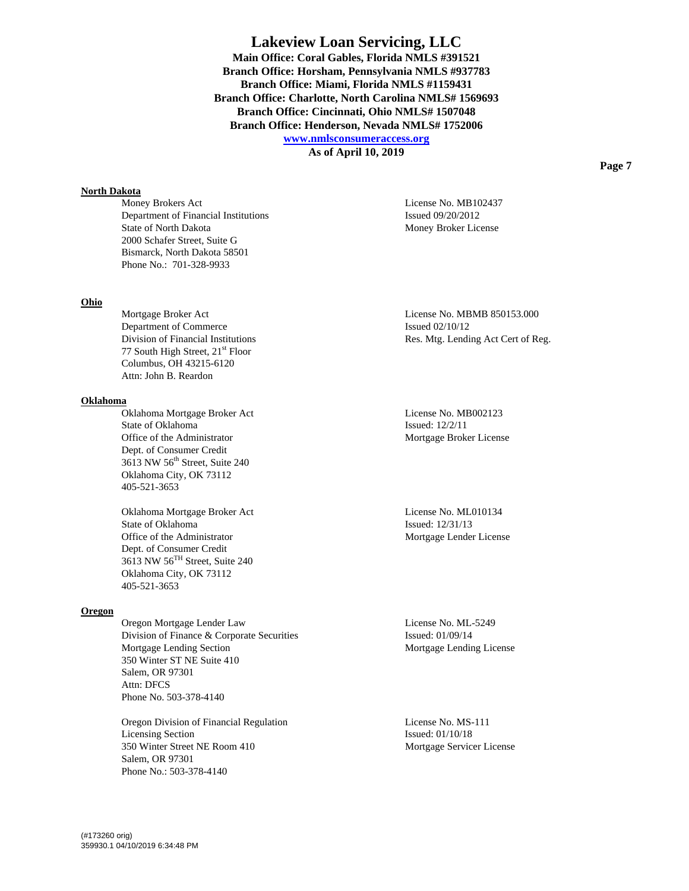# Lakeview Loan Servicing, LLC

**Main Office: Coral Gables, Florida NMLS #391521**
**Branch Office: Horsham, Pennsylvania NMLS #937783**
**Branch Office: Miami, Florida NMLS #1159431**
**Branch Office: Charlotte, North Carolina NMLS# 1569693**
**Branch Office: Cincinnati, Ohio NMLS# 1507048**
**Branch Office: Henderson, Nevada NMLS# 1752006**
**www.nmlsconsumeraccess.org**
**As of April 10, 2019**

**North Dakota**

| | |
|---|---|
| Money Brokers Act<br>Department of Financial Institutions<br>State of North Dakota<br>2000 Schafer Street, Suite G<br>Bismarck, North Dakota 58501<br>Phone No.: 701-328-9933 | License No. MB102437<br>Issued 09/20/2012<br>Money Broker License |

**Ohio**

| | |
|---|---|
| Mortgage Broker Act<br>Department of Commerce<br>Division of Financial Institutions<br>77 South High Street, 21st Floor<br>Columbus, OH 43215-6120<br>Attn: John B. Reardon | License No. MBMB 850153.000<br>Issued 02/10/12<br>Res. Mtg. Lending Act Cert of Reg. |

**Oklahoma**

| | |
|---|---|
| Oklahoma Mortgage Broker Act<br>State of Oklahoma<br>Office of the Administrator<br>Dept. of Consumer Credit<br>3613 NW 56th Street, Suite 240<br>Oklahoma City, OK 73112<br>405-521-3653 | License No. MB002123<br>Issued: 12/2/11<br>Mortgage Broker License |
| Oklahoma Mortgage Broker Act<br>State of Oklahoma<br>Office of the Administrator<br>Dept. of Consumer Credit<br>3613 NW 56TH Street, Suite 240<br>Oklahoma City, OK 73112<br>405-521-3653 | License No. ML010134<br>Issued: 12/31/13<br>Mortgage Lender License |

**Oregon**

| | |
|---|---|
| Oregon Mortgage Lender Law<br>Division of Finance & Corporate Securities<br>Mortgage Lending Section<br>350 Winter ST NE Suite 410<br>Salem, OR 97301<br>Attn: DFCS<br>Phone No. 503-378-4140 | License No. ML-5249<br>Issued: 01/09/14<br>Mortgage Lending License |
| Oregon Division of Financial Regulation<br>Licensing Section<br>350 Winter Street NE Room 410<br>Salem, OR 97301<br>Phone No.: 503-378-4140 | License No. MS-111<br>Issued: 01/10/18<br>Mortgage Servicer License |

(#173260 orig)
359930.1 04/10/2019 6:34:48 PM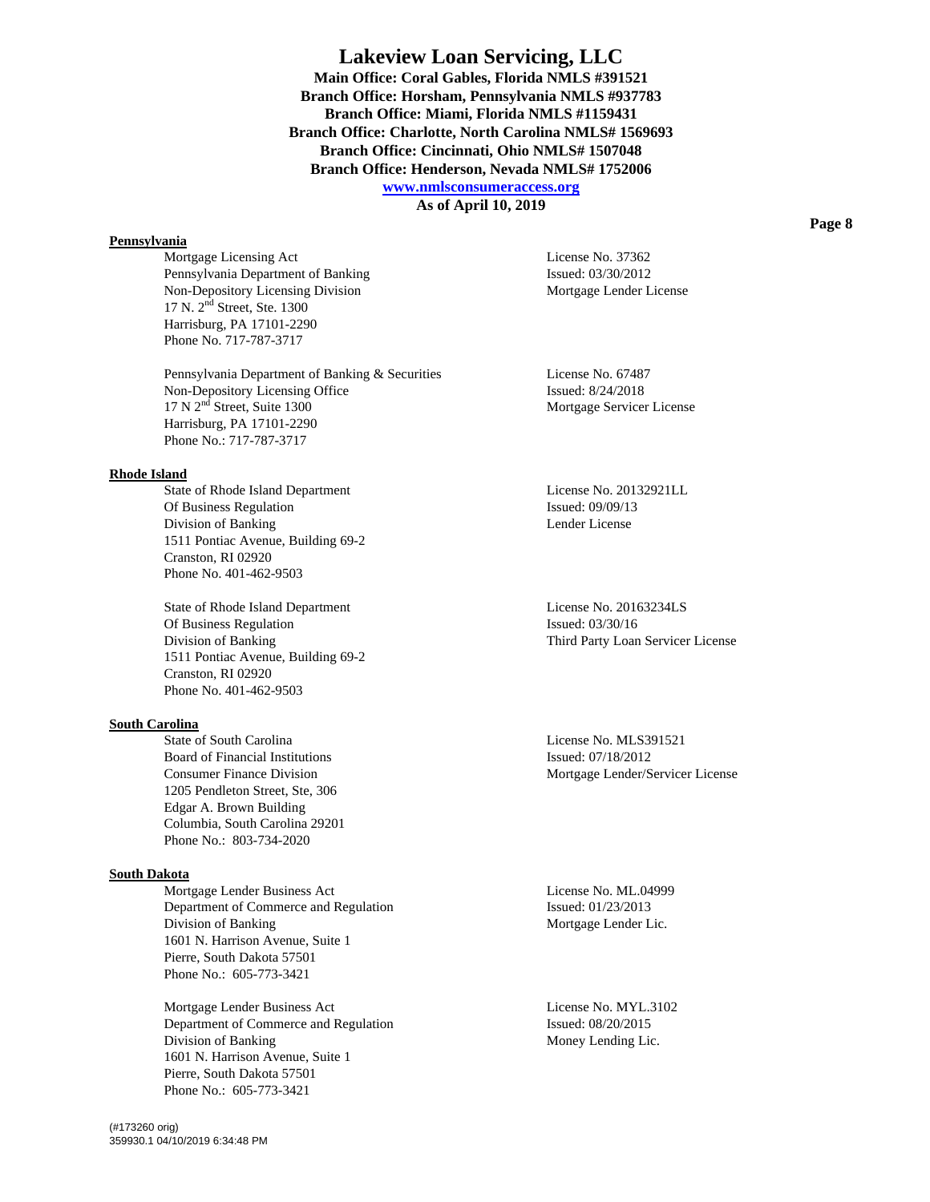# Lakeview Loan Servicing, LLC

**Main Office: Coral Gables, Florida NMLS #391521**
**Branch Office: Horsham, Pennsylvania NMLS #937783**
**Branch Office: Miami, Florida NMLS #1159431**
**Branch Office: Charlotte, North Carolina NMLS# 1569693**
**Branch Office: Cincinnati, Ohio NMLS# 1507048**
**Branch Office: Henderson, Nevada NMLS# 1752006**
**www.nmlsconsumeraccess.org**
**As of April 10, 2019**

## Pennsylvania

| | |
|---|---|
| Mortgage Licensing Act<br>Pennsylvania Department of Banking<br>Non-Depository Licensing Division<br>17 N. 2nd Street, Ste. 1300<br>Harrisburg, PA 17101-2290<br>Phone No. 717-787-3717 | License No. 37362<br>Issued: 03/30/2012<br>Mortgage Lender License |
| Pennsylvania Department of Banking & Securities<br>Non-Depository Licensing Office<br>17 N 2nd Street, Suite 1300<br>Harrisburg, PA 17101-2290<br>Phone No.: 717-787-3717 | License No. 67487<br>Issued: 8/24/2018<br>Mortgage Servicer License |

## Rhode Island

| | |
|---|---|
| State of Rhode Island Department<br>Of Business Regulation<br>Division of Banking<br>1511 Pontiac Avenue, Building 69-2<br>Cranston, RI 02920<br>Phone No. 401-462-9503 | License No. 20132921LL<br>Issued: 09/09/13<br>Lender License |
| State of Rhode Island Department<br>Of Business Regulation<br>Division of Banking<br>1511 Pontiac Avenue, Building 69-2<br>Cranston, RI 02920<br>Phone No. 401-462-9503 | License No. 20163234LS<br>Issued: 03/30/16<br>Third Party Loan Servicer License |

## South Carolina

| | |
|---|---|
| State of South Carolina<br>Board of Financial Institutions<br>Consumer Finance Division<br>1205 Pendleton Street, Ste, 306<br>Edgar A. Brown Building<br>Columbia, South Carolina 29201<br>Phone No.: 803-734-2020 | License No. MLS391521<br>Issued: 07/18/2012<br>Mortgage Lender/Servicer License |

## South Dakota

| | |
|---|---|
| Mortgage Lender Business Act<br>Department of Commerce and Regulation<br>Division of Banking<br>1601 N. Harrison Avenue, Suite 1<br>Pierre, South Dakota 57501<br>Phone No.: 605-773-3421 | License No. ML.04999<br>Issued: 01/23/2013<br>Mortgage Lender Lic. |
| Mortgage Lender Business Act<br>Department of Commerce and Regulation<br>Division of Banking<br>1601 N. Harrison Avenue, Suite 1<br>Pierre, South Dakota 57501<br>Phone No.: 605-773-3421 | License No. MYL.3102<br>Issued: 08/20/2015<br>Money Lending Lic. |

(#173260 orig)
359930.1 04/10/2019 6:34:48 PM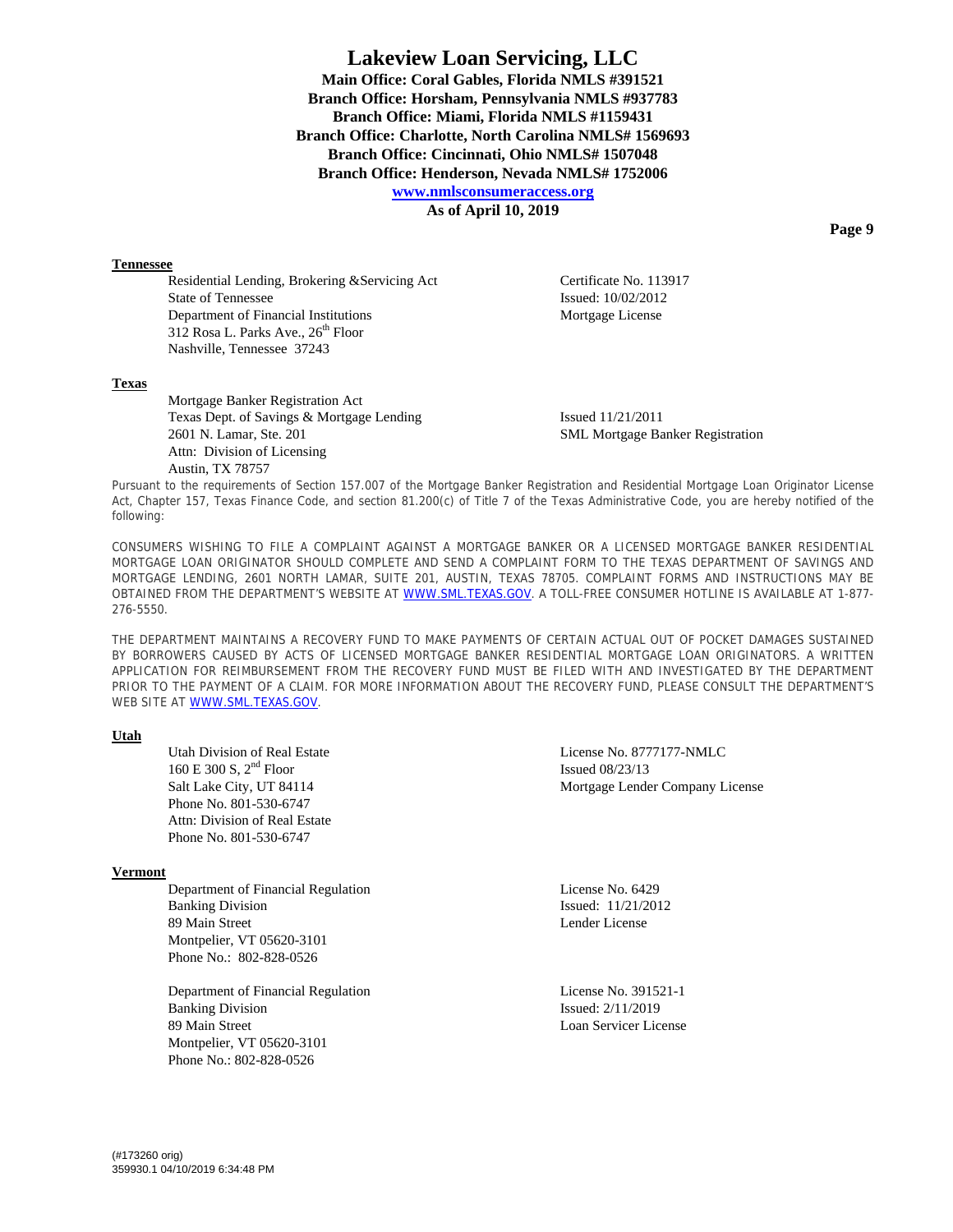**Tennessee**

| | |
|---|---|
| Residential Lending, Brokering &Servicing Act | Certificate No. 113917 |
| State of Tennessee | Issued: 10/02/2012 |
| Department of Financial Institutions | Mortgage License |
| 312 Rosa L. Parks Ave., 26th Floor | |
| Nashville, Tennessee 37243 | |

**Texas**

| | |
|---|---|
| Mortgage Banker Registration Act | |
| Texas Dept. of Savings & Mortgage Lending | Issued 11/21/2011 |
| 2601 N. Lamar, Ste. 201 | SML Mortgage Banker Registration |
| Attn: Division of Licensing | |
| Austin, TX 78757 | |

Pursuant to the requirements of Section 157.007 of the Mortgage Banker Registration and Residential Mortgage Loan Originator License Act, Chapter 157, Texas Finance Code, and section 81.200(c) of Title 7 of the Texas Administrative Code, you are hereby notified of the following:

CONSUMERS WISHING TO FILE A COMPLAINT AGAINST A MORTGAGE BANKER OR A LICENSED MORTGAGE BANKER RESIDENTIAL MORTGAGE LOAN ORIGINATOR SHOULD COMPLETE AND SEND A COMPLAINT FORM TO THE TEXAS DEPARTMENT OF SAVINGS AND MORTGAGE LENDING, 2601 NORTH LAMAR, SUITE 201, AUSTIN, TEXAS 78705. COMPLAINT FORMS AND INSTRUCTIONS MAY BE OBTAINED FROM THE DEPARTMENT'S WEBSITE AT WWW.SML.TEXAS.GOV. A TOLL-FREE CONSUMER HOTLINE IS AVAILABLE AT 1-877-276-5550.

THE DEPARTMENT MAINTAINS A RECOVERY FUND TO MAKE PAYMENTS OF CERTAIN ACTUAL OUT OF POCKET DAMAGES SUSTAINED BY BORROWERS CAUSED BY ACTS OF LICENSED MORTGAGE BANKER RESIDENTIAL MORTGAGE LOAN ORIGINATORS. A WRITTEN APPLICATION FOR REIMBURSEMENT FROM THE RECOVERY FUND MUST BE FILED WITH AND INVESTIGATED BY THE DEPARTMENT PRIOR TO THE PAYMENT OF A CLAIM. FOR MORE INFORMATION ABOUT THE RECOVERY FUND, PLEASE CONSULT THE DEPARTMENT'S WEB SITE AT WWW.SML.TEXAS.GOV.

**Utah**

| | |
|---|---|
| Utah Division of Real Estate | License No. 8777177-NMLC |
| 160 E 300 S, 2nd Floor | Issued 08/23/13 |
| Salt Lake City, UT 84114 | Mortgage Lender Company License |
| Phone No. 801-530-6747 | |
| Attn: Division of Real Estate | |
| Phone No. 801-530-6747 | |

**Vermont**

| | |
|---|---|
| Department of Financial Regulation | License No. 6429 |
| Banking Division | Issued: 11/21/2012 |
| 89 Main Street | Lender License |
| Montpelier, VT 05620-3101 | |
| Phone No.: 802-828-0526 | |

| | |
|---|---|
| Department of Financial Regulation | License No. 391521-1 |
| Banking Division | Issued: 2/11/2019 |
| 89 Main Street | Loan Servicer License |
| Montpelier, VT 05620-3101 | |
| Phone No.: 802-828-0526 | |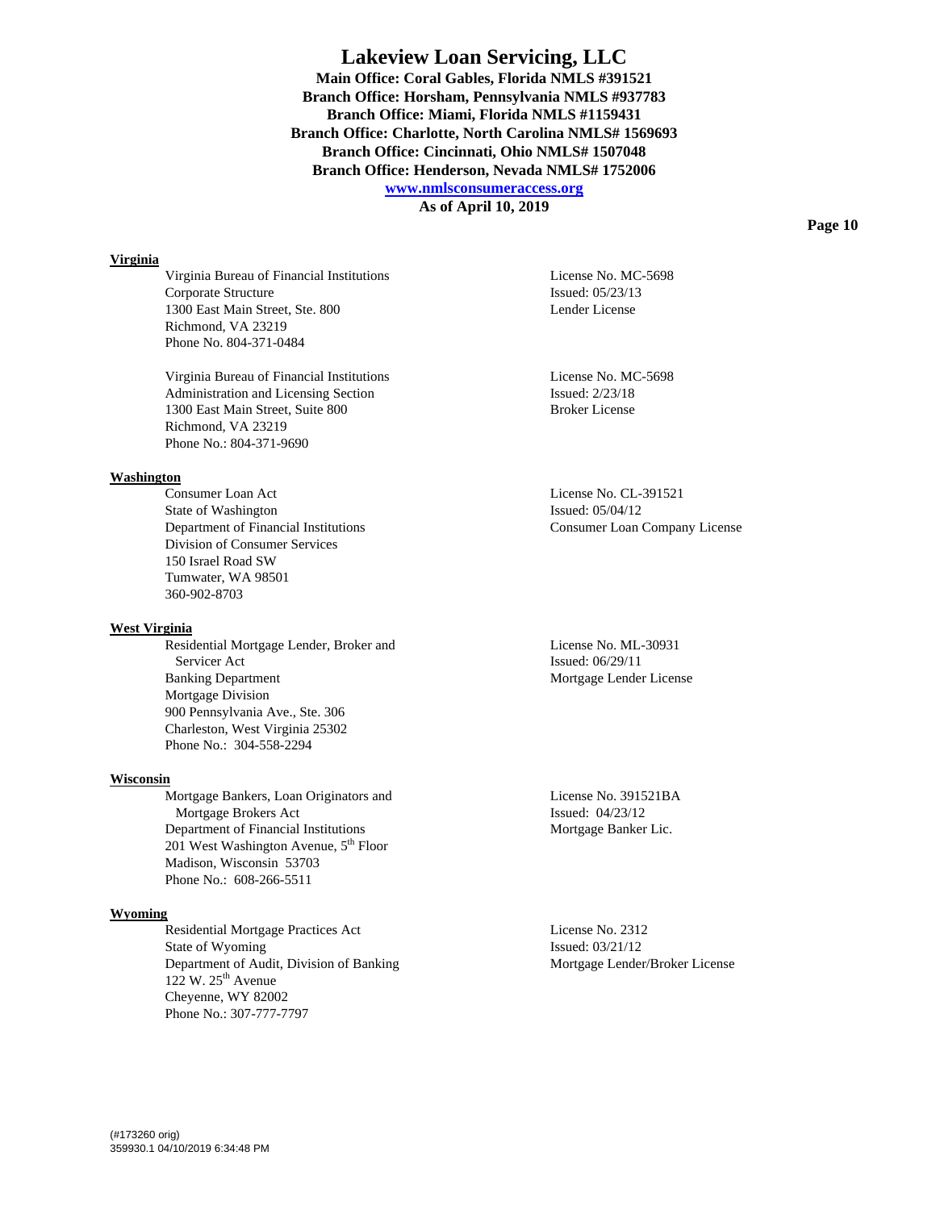# Lakeview Loan Servicing, LLC

**Main Office: Coral Gables, Florida NMLS #391521**
**Branch Office: Horsham, Pennsylvania NMLS #937783**
**Branch Office: Miami, Florida NMLS #1159431**
**Branch Office: Charlotte, North Carolina NMLS# 1569693**
**Branch Office: Cincinnati, Ohio NMLS# 1507048**
**Branch Office: Henderson, Nevada NMLS# 1752006**
**www.nmlsconsumeraccess.org**
**As of April 10, 2019**

## Virginia

| Agency | License |
|---|---|
| Virginia Bureau of Financial Institutions<br>Corporate Structure<br>1300 East Main Street, Ste. 800<br>Richmond, VA 23219<br>Phone No. 804-371-0484 | License No. MC-5698<br>Issued: 05/23/13<br>Lender License |
| Virginia Bureau of Financial Institutions<br>Administration and Licensing Section<br>1300 East Main Street, Suite 800<br>Richmond, VA 23219<br>Phone No.: 804-371-9690 | License No. MC-5698<br>Issued: 2/23/18<br>Broker License |

## Washington

| Agency | License |
|---|---|
| Consumer Loan Act<br>State of Washington<br>Department of Financial Institutions<br>Division of Consumer Services<br>150 Israel Road SW<br>Tumwater, WA 98501<br>360-902-8703 | License No. CL-391521<br>Issued: 05/04/12<br>Consumer Loan Company License |

## West Virginia

| Agency | License |
|---|---|
| Residential Mortgage Lender, Broker and Servicer Act<br>Banking Department<br>Mortgage Division<br>900 Pennsylvania Ave., Ste. 306<br>Charleston, West Virginia 25302<br>Phone No.: 304-558-2294 | License No. ML-30931<br>Issued: 06/29/11<br>Mortgage Lender License |

## Wisconsin

| Agency | License |
|---|---|
| Mortgage Bankers, Loan Originators and Mortgage Brokers Act<br>Department of Financial Institutions<br>201 West Washington Avenue, 5th Floor<br>Madison, Wisconsin 53703<br>Phone No.: 608-266-5511 | License No. 391521BA<br>Issued: 04/23/12<br>Mortgage Banker Lic. |

## Wyoming

| Agency | License |
|---|---|
| Residential Mortgage Practices Act<br>State of Wyoming<br>Department of Audit, Division of Banking<br>122 W. 25th Avenue<br>Cheyenne, WY 82002<br>Phone No.: 307-777-7797 | License No. 2312<br>Issued: 03/21/12<br>Mortgage Lender/Broker License |

(#173260 orig)
359930.1 04/10/2019 6:34:48 PM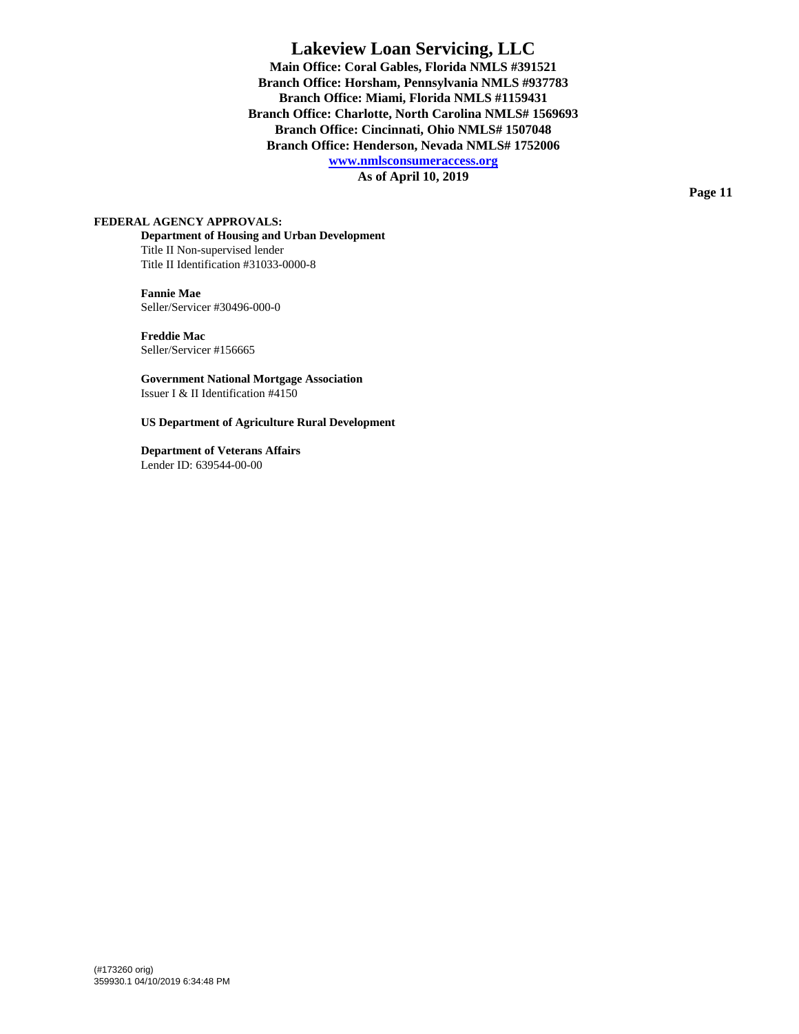**FEDERAL AGENCY APPROVALS:**

**Department of Housing and Urban Development**
Title II Non-supervised lender
Title II Identification #31033-0000-8

**Fannie Mae**
Seller/Servicer #30496-000-0

**Freddie Mac**
Seller/Servicer #156665

**Government National Mortgage Association**
Issuer I & II Identification #4150

**US Department of Agriculture Rural Development**

**Department of Veterans Affairs**
Lender ID: 639544-00-00